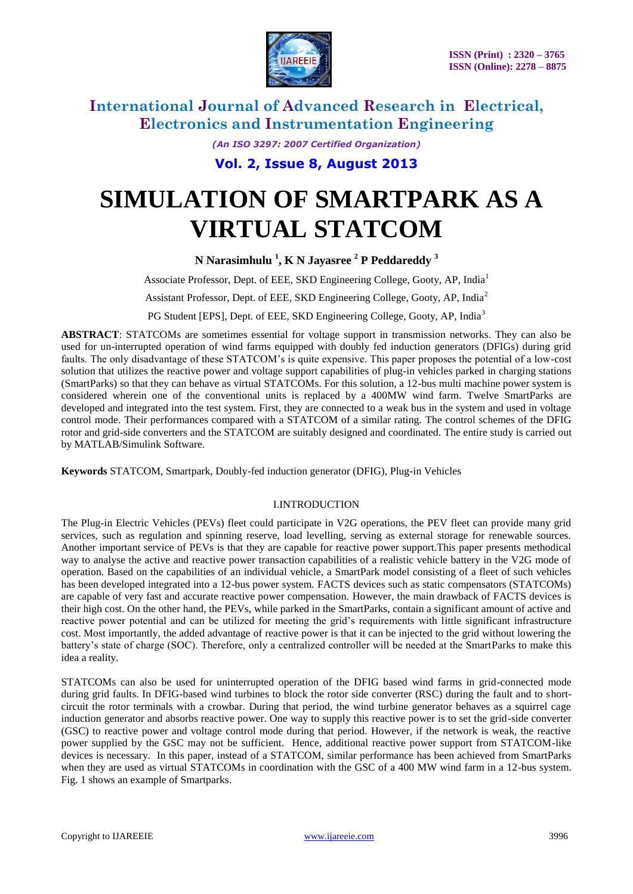# SIMULATION OF SMARTPARK AS A VIRTUAL STATCOM

**N Narasimhulu [1], K N Jayasree [2] P Peddareddy [3]**

Associate Professor, Dept. of EEE, SKD Engineering College, Gooty, AP, India[1]

Assistant Professor, Dept. of EEE, SKD Engineering College, Gooty, AP, India[2]

PG Student [EPS], Dept. of EEE, SKD Engineering College, Gooty, AP, India[3]

**ABSTRACT**: STATCOMs are sometimes essential for voltage support in transmission networks. They can also be used for un-interrupted operation of wind farms equipped with doubly fed induction generators (DFIGs) during grid faults. The only disadvantage of these STATCOM's is quite expensive. This paper proposes the potential of a low-cost solution that utilizes the reactive power and voltage support capabilities of plug-in vehicles parked in charging stations (SmartParks) so that they can behave as virtual STATCOMs. For this solution, a 12-bus multi machine power system is considered wherein one of the conventional units is replaced by a 400MW wind farm. Twelve SmartParks are developed and integrated into the test system. First, they are connected to a weak bus in the system and used in voltage control mode. Their performances compared with a STATCOM of a similar rating. The control schemes of the DFIG rotor and grid-side converters and the STATCOM are suitably designed and coordinated. The entire study is carried out by MATLAB/Simulink Software.

**Keywords** STATCOM, Smartpark, Doubly-fed induction generator (DFIG), Plug-in Vehicles

## I.INTRODUCTION

The Plug-in Electric Vehicles (PEVs) fleet could participate in V2G operations, the PEV fleet can provide many grid services, such as regulation and spinning reserve, load levelling, serving as external storage for renewable sources. Another important service of PEVs is that they are capable for reactive power support.This paper presents methodical way to analyse the active and reactive power transaction capabilities of a realistic vehicle battery in the V2G mode of operation. Based on the capabilities of an individual vehicle, a SmartPark model consisting of a fleet of such vehicles has been developed integrated into a 12-bus power system. FACTS devices such as static compensators (STATCOMs) are capable of very fast and accurate reactive power compensation. However, the main drawback of FACTS devices is their high cost. On the other hand, the PEVs, while parked in the SmartParks, contain a significant amount of active and reactive power potential and can be utilized for meeting the grid's requirements with little significant infrastructure cost. Most importantly, the added advantage of reactive power is that it can be injected to the grid without lowering the battery's state of charge (SOC). Therefore, only a centralized controller will be needed at the SmartParks to make this idea a reality.

STATCOMs can also be used for uninterrupted operation of the DFIG based wind farms in grid-connected mode during grid faults. In DFIG-based wind turbines to block the rotor side converter (RSC) during the fault and to short-circuit the rotor terminals with a crowbar. During that period, the wind turbine generator behaves as a squirrel cage induction generator and absorbs reactive power. One way to supply this reactive power is to set the grid-side converter (GSC) to reactive power and voltage control mode during that period. However, if the network is weak, the reactive power supplied by the GSC may not be sufficient. Hence, additional reactive power support from STATCOM-like devices is necessary. In this paper, instead of a STATCOM, similar performance has been achieved from SmartParks when they are used as virtual STATCOMs in coordination with the GSC of a 400 MW wind farm in a 12-bus system. Fig. 1 shows an example of Smartparks.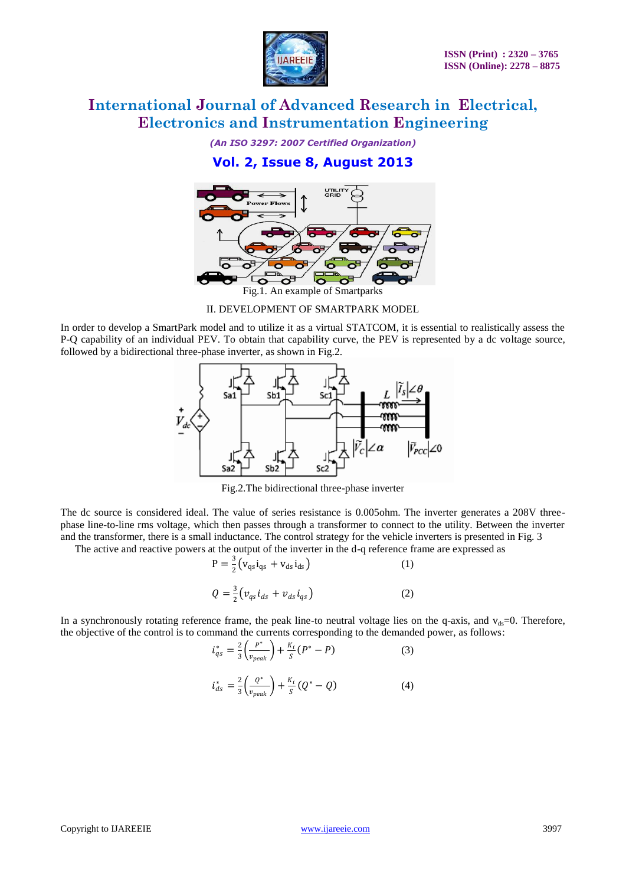Fig.1. An example of Smartparks

## II. DEVELOPMENT OF SMARTPARK MODEL

In order to develop a SmartPark model and to utilize it as a virtual STATCOM, it is essential to realistically assess the P-Q capability of an individual PEV. To obtain that capability curve, the PEV is represented by a dc voltage source, followed by a bidirectional three-phase inverter, as shown in Fig.2.

Fig.2.The bidirectional three-phase inverter

The dc source is considered ideal. The value of series resistance is 0.005ohm. The inverter generates a 208V three-phase line-to-line rms voltage, which then passes through a transformer to connect to the utility. Between the inverter and the transformer, there is a small inductance. The control strategy for the vehicle inverters is presented in Fig. 3

The active and reactive powers at the output of the inverter in the d-q reference frame are expressed as

$$P = \frac{3}{2}\left(v_{qs} i_{qs} + v_{ds} i_{ds}\right) \qquad (1)$$

$$Q = \frac{3}{2}\left(v_{qs} i_{ds} + v_{ds} i_{qs}\right) \qquad (2)$$

In a synchronously rotating reference frame, the peak line-to neutral voltage lies on the q-axis, and $v_{ds}$=0. Therefore, the objective of the control is to command the currents corresponding to the demanded power, as follows:

$$i_{qs}^{*} = \frac{2}{3}\left(\frac{P^{*}}{v_{peak}}\right) + \frac{K_i}{S}\left(P^{*} - P\right) \qquad (3)$$

$$i_{ds}^{*} = \frac{2}{3}\left(\frac{Q^{*}}{v_{peak}}\right) + \frac{K_i}{S}\left(Q^{*} - Q\right) \qquad (4)$$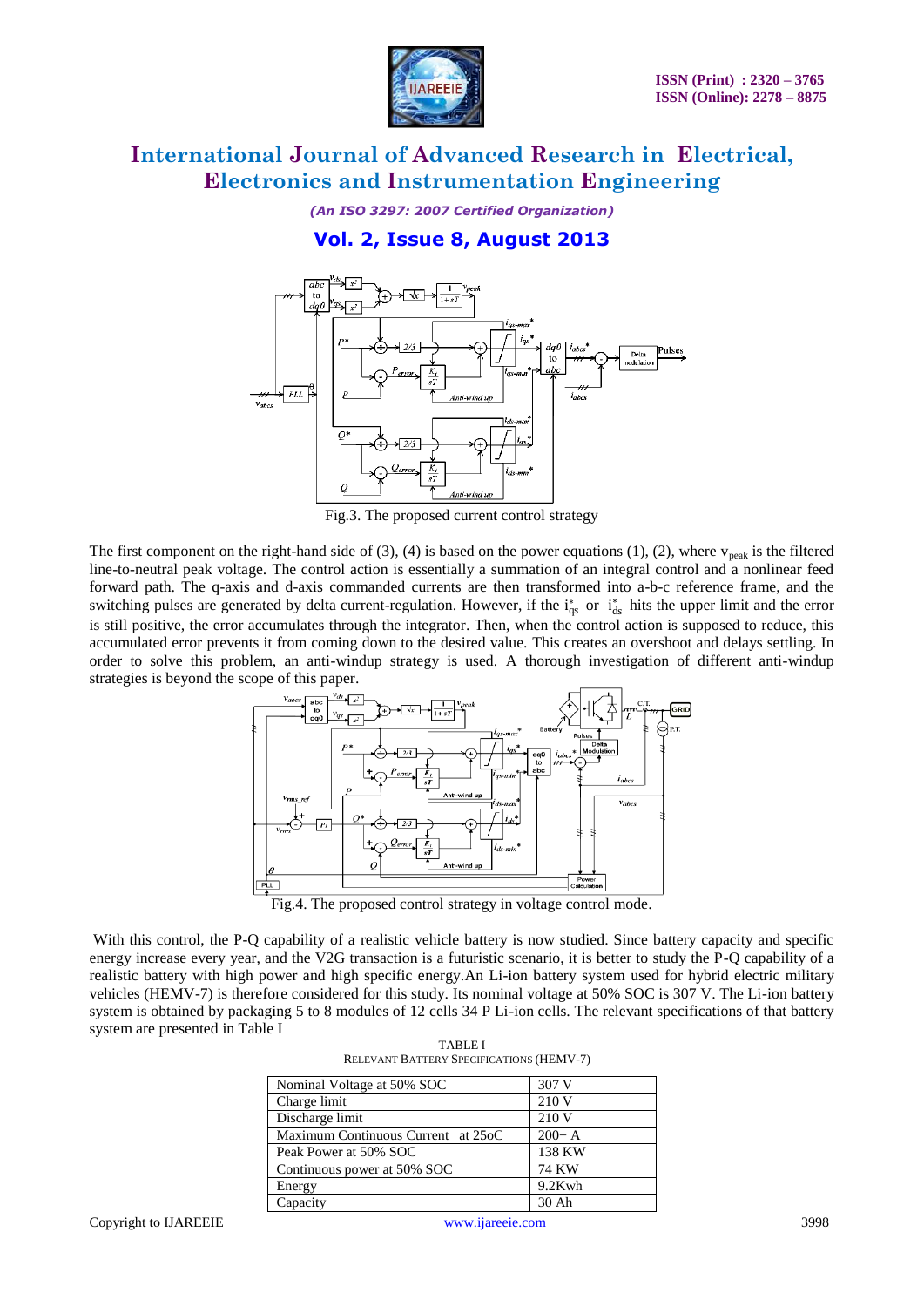Fig.3. The proposed current control strategy

The first component on the right-hand side of (3), (4) is based on the power equations (1), (2), where $v_{peak}$ is the filtered line-to-neutral peak voltage. The control action is essentially a summation of an integral control and a nonlinear feed forward path. The q-axis and d-axis commanded currents are then transformed into a-b-c reference frame, and the switching pulses are generated by delta current-regulation. However, if the $i_{qs}^{*}$ or $i_{ds}^{*}$ hits the upper limit and the error is still positive, the error accumulates through the integrator. Then, when the control action is supposed to reduce, this accumulated error prevents it from coming down to the desired value. This creates an overshoot and delays settling. In order to solve this problem, an anti-windup strategy is used. A thorough investigation of different anti-windup strategies is beyond the scope of this paper.

Fig.4. The proposed control strategy in voltage control mode.

With this control, the P-Q capability of a realistic vehicle battery is now studied. Since battery capacity and specific energy increase every year, and the V2G transaction is a futuristic scenario, it is better to study the P-Q capability of a realistic battery with high power and high specific energy.An Li-ion battery system used for hybrid electric military vehicles (HEMV-7) is therefore considered for this study. Its nominal voltage at 50% SOC is 307 V. The Li-ion battery system is obtained by packaging 5 to 8 modules of 12 cells 34 P Li-ion cells. The relevant specifications of that battery system are presented in Table I

TABLE I
RELEVANT BATTERY SPECIFICATIONS (HEMV-7)

| | |
|---|---|
| Nominal Voltage at 50% SOC | 307 V |
| Charge limit | 210 V |
| Discharge limit | 210 V |
| Maximum Continuous Current at 25oC | 200+ A |
| Peak Power at 50% SOC | 138 KW |
| Continuous power at 50% SOC | 74 KW |
| Energy | 9.2Kwh |
| Capacity | 30 Ah |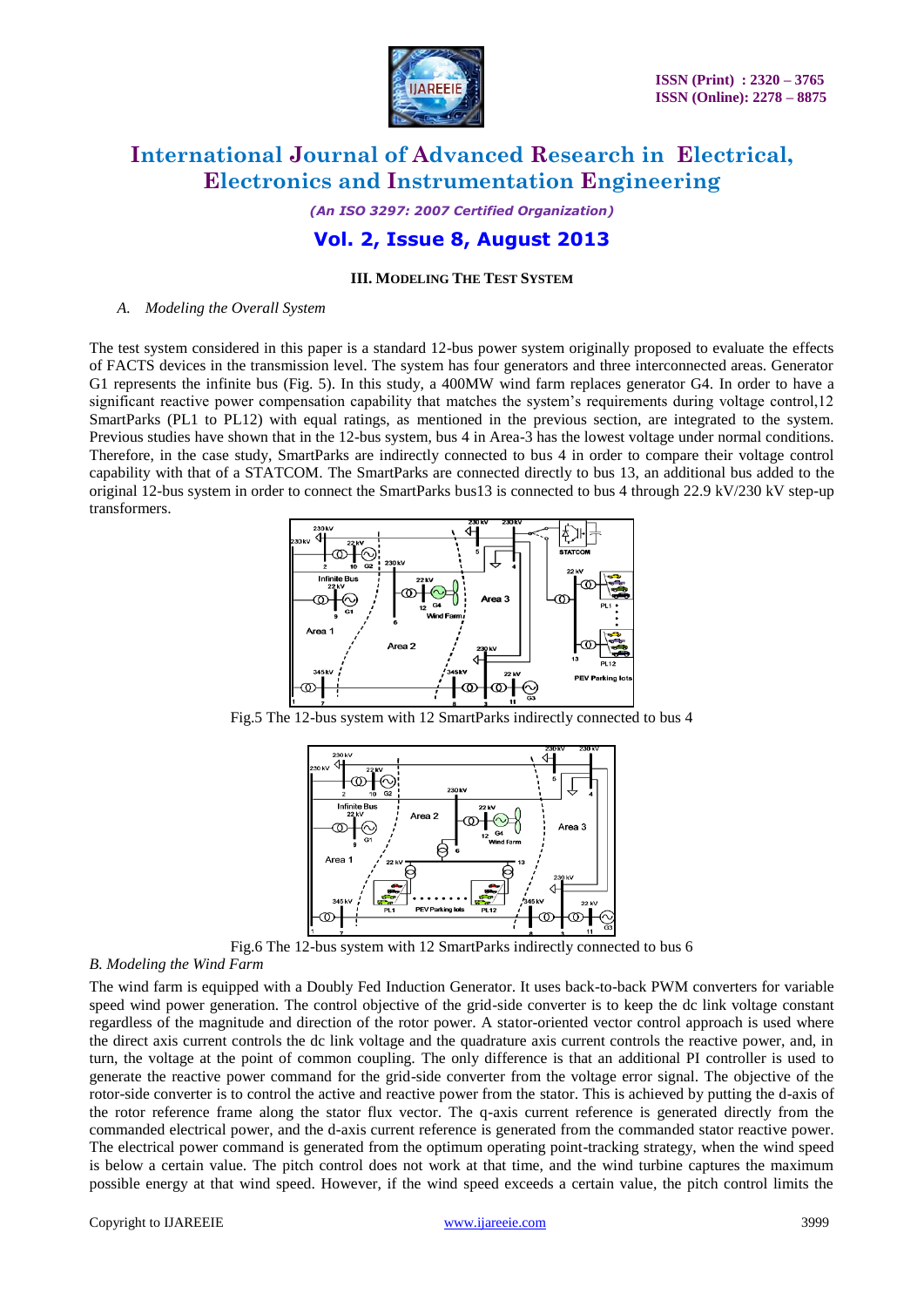## III. MODELING THE TEST SYSTEM

*A. Modeling the Overall System*

The test system considered in this paper is a standard 12-bus power system originally proposed to evaluate the effects of FACTS devices in the transmission level. The system has four generators and three interconnected areas. Generator G1 represents the infinite bus (Fig. 5). In this study, a 400MW wind farm replaces generator G4. In order to have a significant reactive power compensation capability that matches the system's requirements during voltage control,12 SmartParks (PL1 to PL12) with equal ratings, as mentioned in the previous section, are integrated to the system. Previous studies have shown that in the 12-bus system, bus 4 in Area-3 has the lowest voltage under normal conditions. Therefore, in the case study, SmartParks are indirectly connected to bus 4 in order to compare their voltage control capability with that of a STATCOM. The SmartParks are connected directly to bus 13, an additional bus added to the original 12-bus system in order to connect the SmartParks bus13 is connected to bus 4 through 22.9 kV/230 kV step-up transformers.

Fig.5 The 12-bus system with 12 SmartParks indirectly connected to bus 4

Fig.6 The 12-bus system with 12 SmartParks indirectly connected to bus 6

*B. Modeling the Wind Farm*

The wind farm is equipped with a Doubly Fed Induction Generator. It uses back-to-back PWM converters for variable speed wind power generation. The control objective of the grid-side converter is to keep the dc link voltage constant regardless of the magnitude and direction of the rotor power. A stator-oriented vector control approach is used where the direct axis current controls the dc link voltage and the quadrature axis current controls the reactive power, and, in turn, the voltage at the point of common coupling. The only difference is that an additional PI controller is used to generate the reactive power command for the grid-side converter from the voltage error signal. The objective of the rotor-side converter is to control the active and reactive power from the stator. This is achieved by putting the d-axis of the rotor reference frame along the stator flux vector. The q-axis current reference is generated directly from the commanded electrical power, and the d-axis current reference is generated from the commanded stator reactive power. The electrical power command is generated from the optimum operating point-tracking strategy, when the wind speed is below a certain value. The pitch control does not work at that time, and the wind turbine captures the maximum possible energy at that wind speed. However, if the wind speed exceeds a certain value, the pitch control limits the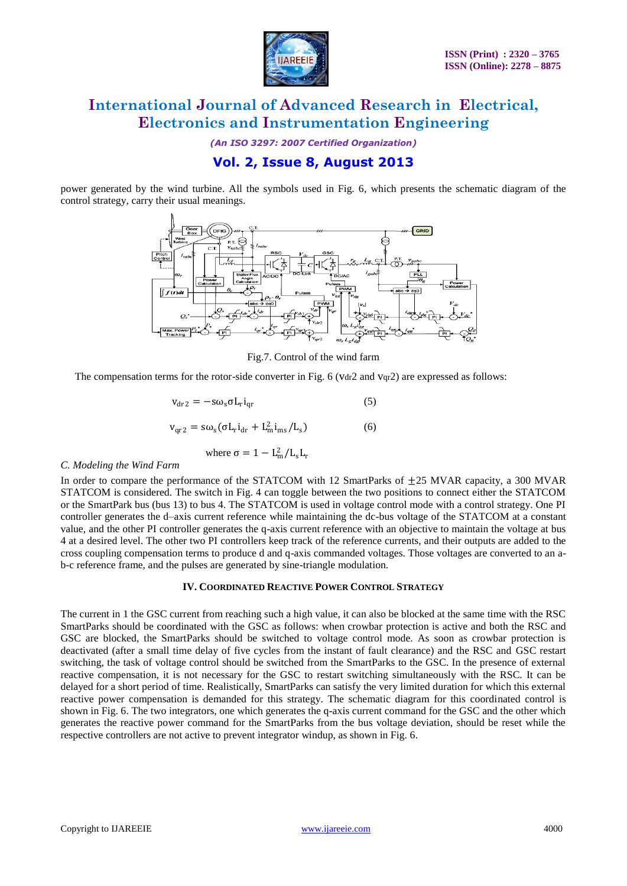power generated by the wind turbine. All the symbols used in Fig. 6, which presents the schematic diagram of the control strategy, carry their usual meanings.

Fig.7. Control of the wind farm

The compensation terms for the rotor-side converter in Fig. 6 ($v_{dr}2$ and $v_{qr}2$) are expressed as follows:

$$v_{dr2} = -s\omega_s \sigma L_r i_{qr} \qquad (5)$$

$$v_{qr2} = s\omega_s(\sigma L_r i_{dr} + L_m^2 i_{ms}/L_s) \qquad (6)$$

$$\text{where } \sigma = 1 - L_m^2/L_s L_r$$

*C. Modeling the Wind Farm*

In order to compare the performance of the STATCOM with 12 SmartParks of $\pm 25$ MVAR capacity, a 300 MVAR STATCOM is considered. The switch in Fig. 4 can toggle between the two positions to connect either the STATCOM or the SmartPark bus (bus 13) to bus 4. The STATCOM is used in voltage control mode with a control strategy. One PI controller generates the d–axis current reference while maintaining the dc-bus voltage of the STATCOM at a constant value, and the other PI controller generates the q-axis current reference with an objective to maintain the voltage at bus 4 at a desired level. The other two PI controllers keep track of the reference currents, and their outputs are added to the cross coupling compensation terms to produce d and q-axis commanded voltages. Those voltages are converted to an a-b-c reference frame, and the pulses are generated by sine-triangle modulation.

### IV. Coordinated Reactive Power Control Strategy

The current in 1 the GSC current from reaching such a high value, it can also be blocked at the same time with the RSC SmartParks should be coordinated with the GSC as follows: when crowbar protection is active and both the RSC and GSC are blocked, the SmartParks should be switched to voltage control mode. As soon as crowbar protection is deactivated (after a small time delay of five cycles from the instant of fault clearance) and the RSC and GSC restart switching, the task of voltage control should be switched from the SmartParks to the GSC. In the presence of external reactive compensation, it is not necessary for the GSC to restart switching simultaneously with the RSC. It can be delayed for a short period of time. Realistically, SmartParks can satisfy the very limited duration for which this external reactive power compensation is demanded for this strategy. The schematic diagram for this coordinated control is shown in Fig. 6. The two integrators, one which generates the q-axis current command for the GSC and the other which generates the reactive power command for the SmartParks from the bus voltage deviation, should be reset while the respective controllers are not active to prevent integrator windup, as shown in Fig. 6.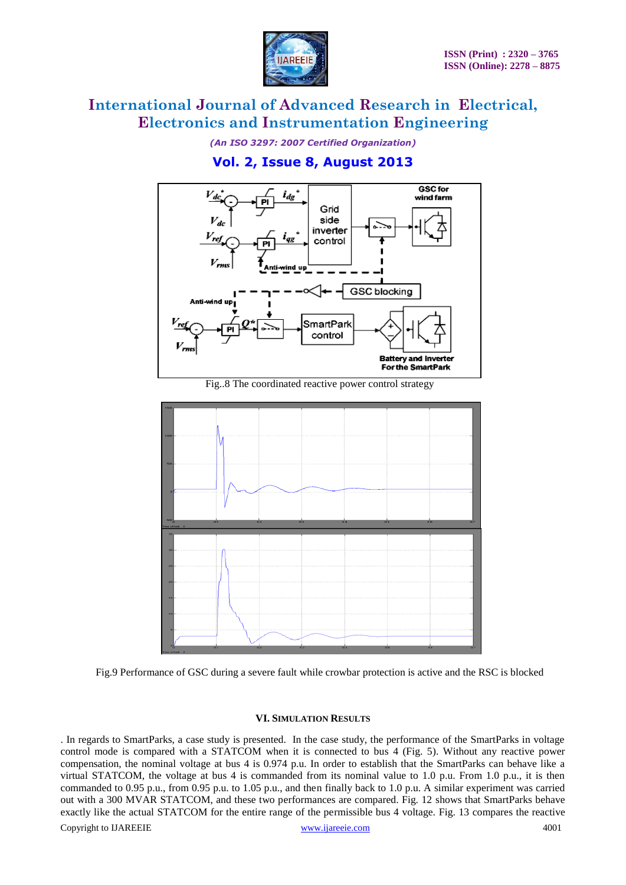Fig..8 The coordinated reactive power control strategy

Fig.9 Performance of GSC during a severe fault while crowbar protection is active and the RSC is blocked

### VI. Simulation Results

. In regards to SmartParks, a case study is presented. In the case study, the performance of the SmartParks in voltage control mode is compared with a STATCOM when it is connected to bus 4 (Fig. 5). Without any reactive power compensation, the nominal voltage at bus 4 is 0.974 p.u. In order to establish that the SmartParks can behave like a virtual STATCOM, the voltage at bus 4 is commanded from its nominal value to 1.0 p.u. From 1.0 p.u., it is then commanded to 0.95 p.u., from 0.95 p.u. to 1.05 p.u., and then finally back to 1.0 p.u. A similar experiment was carried out with a 300 MVAR STATCOM, and these two performances are compared. Fig. 12 shows that SmartParks behave exactly like the actual STATCOM for the entire range of the permissible bus 4 voltage. Fig. 13 compares the reactive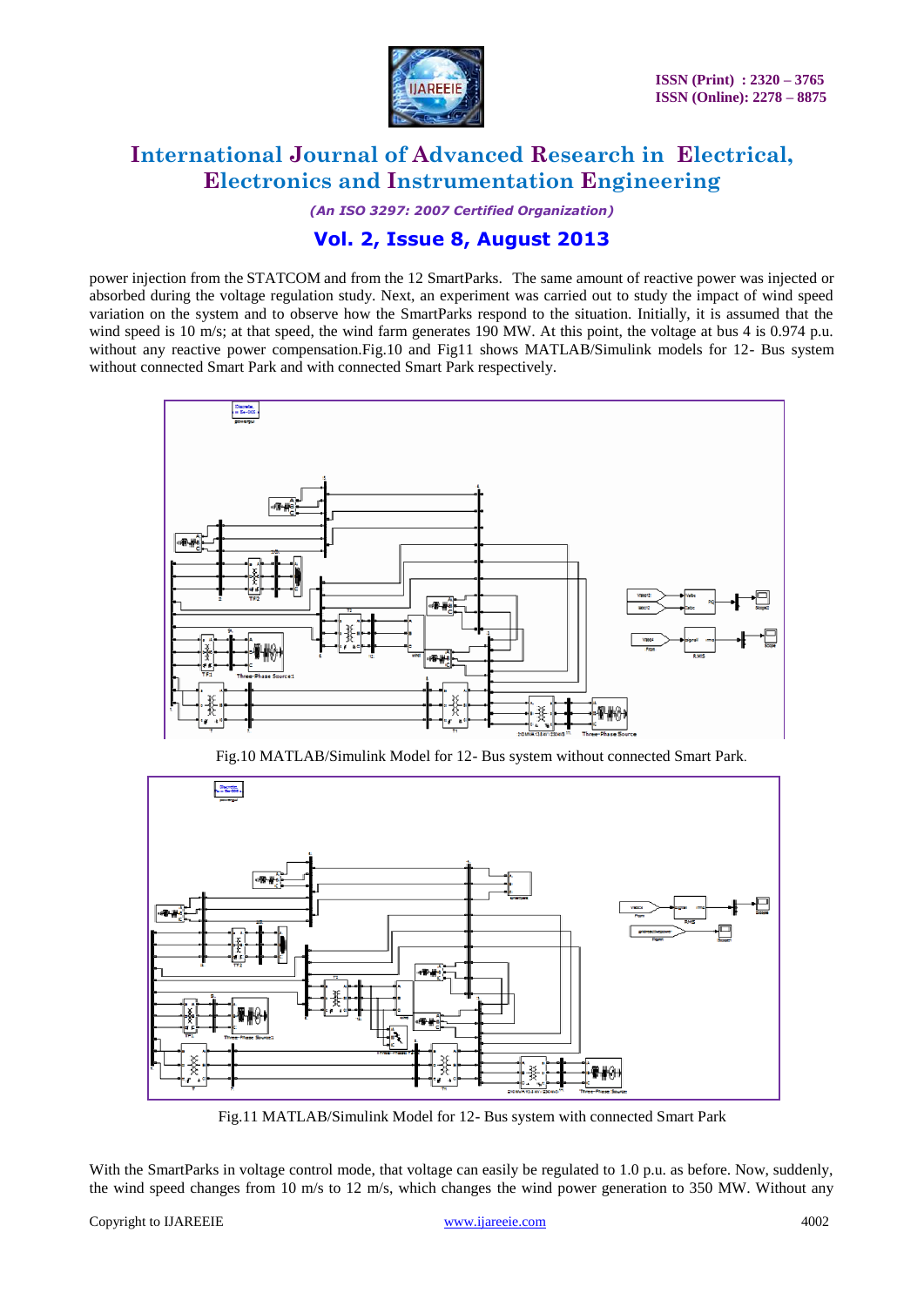power injection from the STATCOM and from the 12 SmartParks. The same amount of reactive power was injected or absorbed during the voltage regulation study. Next, an experiment was carried out to study the impact of wind speed variation on the system and to observe how the SmartParks respond to the situation. Initially, it is assumed that the wind speed is 10 m/s; at that speed, the wind farm generates 190 MW. At this point, the voltage at bus 4 is 0.974 p.u. without any reactive power compensation.Fig.10 and Fig11 shows MATLAB/Simulink models for 12- Bus system without connected Smart Park and with connected Smart Park respectively.

Fig.10 MATLAB/Simulink Model for 12- Bus system without connected Smart Park.

Fig.11 MATLAB/Simulink Model for 12- Bus system with connected Smart Park

With the SmartParks in voltage control mode, that voltage can easily be regulated to 1.0 p.u. as before. Now, suddenly, the wind speed changes from 10 m/s to 12 m/s, which changes the wind power generation to 350 MW. Without any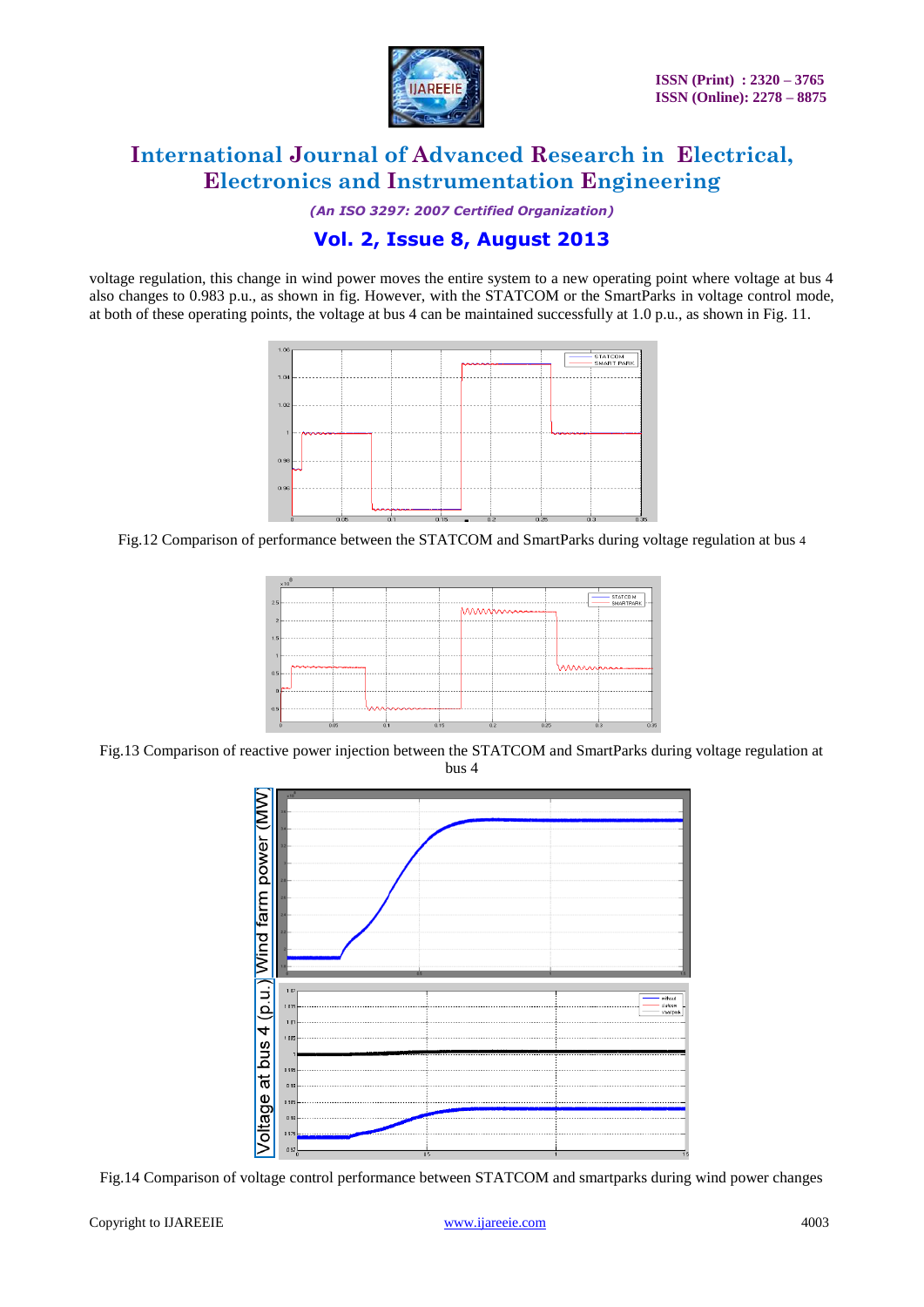voltage regulation, this change in wind power moves the entire system to a new operating point where voltage at bus 4 also changes to 0.983 p.u., as shown in fig. However, with the STATCOM or the SmartParks in voltage control mode, at both of these operating points, the voltage at bus 4 can be maintained successfully at 1.0 p.u., as shown in Fig. 11.

Fig.12 Comparison of performance between the STATCOM and SmartParks during voltage regulation at bus 4

Fig.13 Comparison of reactive power injection between the STATCOM and SmartParks during voltage regulation at bus 4

Fig.14 Comparison of voltage control performance between STATCOM and smartparks during wind power changes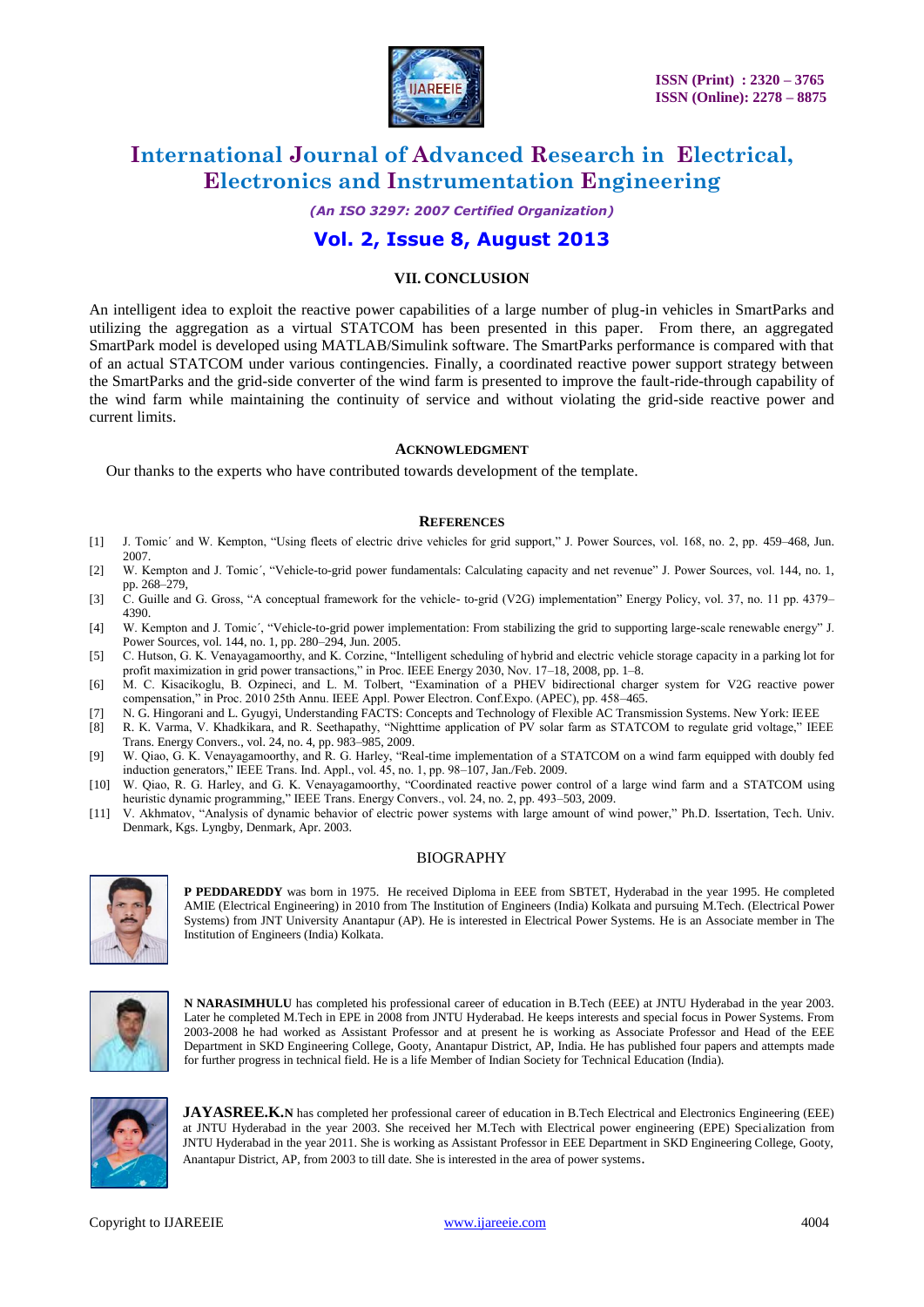## VII. CONCLUSION

An intelligent idea to exploit the reactive power capabilities of a large number of plug-in vehicles in SmartParks and utilizing the aggregation as a virtual STATCOM has been presented in this paper. From there, an aggregated SmartPark model is developed using MATLAB/Simulink software. The SmartParks performance is compared with that of an actual STATCOM under various contingencies. Finally, a coordinated reactive power support strategy between the SmartParks and the grid-side converter of the wind farm is presented to improve the fault-ride-through capability of the wind farm while maintaining the continuity of service and without violating the grid-side reactive power and current limits.

### ACKNOWLEDGMENT

Our thanks to the experts who have contributed towards development of the template.

### REFERENCES

[1] J. Tomic´ and W. Kempton, "Using fleets of electric drive vehicles for grid support," J. Power Sources, vol. 168, no. 2, pp. 459–468, Jun. 2007.

[2] W. Kempton and J. Tomic´, "Vehicle-to-grid power fundamentals: Calculating capacity and net revenue" J. Power Sources, vol. 144, no. 1, pp. 268–279,

[3] C. Guille and G. Gross, "A conceptual framework for the vehicle- to-grid (V2G) implementation" Energy Policy, vol. 37, no. 11 pp. 4379–4390.

[4] W. Kempton and J. Tomic´, "Vehicle-to-grid power implementation: From stabilizing the grid to supporting large-scale renewable energy" J. Power Sources, vol. 144, no. 1, pp. 280–294, Jun. 2005.

[5] C. Hutson, G. K. Venayagamoorthy, and K. Corzine, "Intelligent scheduling of hybrid and electric vehicle storage capacity in a parking lot for profit maximization in grid power transactions," in Proc. IEEE Energy 2030, Nov. 17–18, 2008, pp. 1–8.

[6] M. C. Kisacikoglu, B. Ozpineci, and L. M. Tolbert, "Examination of a PHEV bidirectional charger system for V2G reactive power compensation," in Proc. 2010 25th Annu. IEEE Appl. Power Electron. Conf.Expo. (APEC), pp. 458–465.

[7] N. G. Hingorani and L. Gyugyi, Understanding FACTS: Concepts and Technology of Flexible AC Transmission Systems. New York: IEEE

[8] R. K. Varma, V. Khadkikara, and R. Seethapathy, "Nighttime application of PV solar farm as STATCOM to regulate grid voltage," IEEE Trans. Energy Convers., vol. 24, no. 4, pp. 983–985, 2009.

[9] W. Qiao, G. K. Venayagamoorthy, and R. G. Harley, "Real-time implementation of a STATCOM on a wind farm equipped with doubly fed induction generators," IEEE Trans. Ind. Appl., vol. 45, no. 1, pp. 98–107, Jan./Feb. 2009.

[10] W. Qiao, R. G. Harley, and G. K. Venayagamoorthy, "Coordinated reactive power control of a large wind farm and a STATCOM using heuristic dynamic programming," IEEE Trans. Energy Convers., vol. 24, no. 2, pp. 493–503, 2009.

[11] V. Akhmatov, "Analysis of dynamic behavior of electric power systems with large amount of wind power," Ph.D. Issertation, Tech. Univ. Denmark, Kgs. Lyngby, Denmark, Apr. 2003.

### BIOGRAPHY

**P PEDDAREDDY** was born in 1975. He received Diploma in EEE from SBTET, Hyderabad in the year 1995. He completed AMIE (Electrical Engineering) in 2010 from The Institution of Engineers (India) Kolkata and pursuing M.Tech. (Electrical Power Systems) from JNT University Anantapur (AP). He is interested in Electrical Power Systems. He is an Associate member in The Institution of Engineers (India) Kolkata.

**N NARASIMHULU** has completed his professional career of education in B.Tech (EEE) at JNTU Hyderabad in the year 2003. Later he completed M.Tech in EPE in 2008 from JNTU Hyderabad. He keeps interests and special focus in Power Systems. From 2003-2008 he had worked as Assistant Professor and at present he is working as Associate Professor and Head of the EEE Department in SKD Engineering College, Gooty, Anantapur District, AP, India. He has published four papers and attempts made for further progress in technical field. He is a life Member of Indian Society for Technical Education (India).

**JAYASREE.K.N** has completed her professional career of education in B.Tech Electrical and Electronics Engineering (EEE) at JNTU Hyderabad in the year 2003. She received her M.Tech with Electrical power engineering (EPE) Specialization from JNTU Hyderabad in the year 2011. She is working as Assistant Professor in EEE Department in SKD Engineering College, Gooty, Anantapur District, AP, from 2003 to till date. She is interested in the area of power systems.